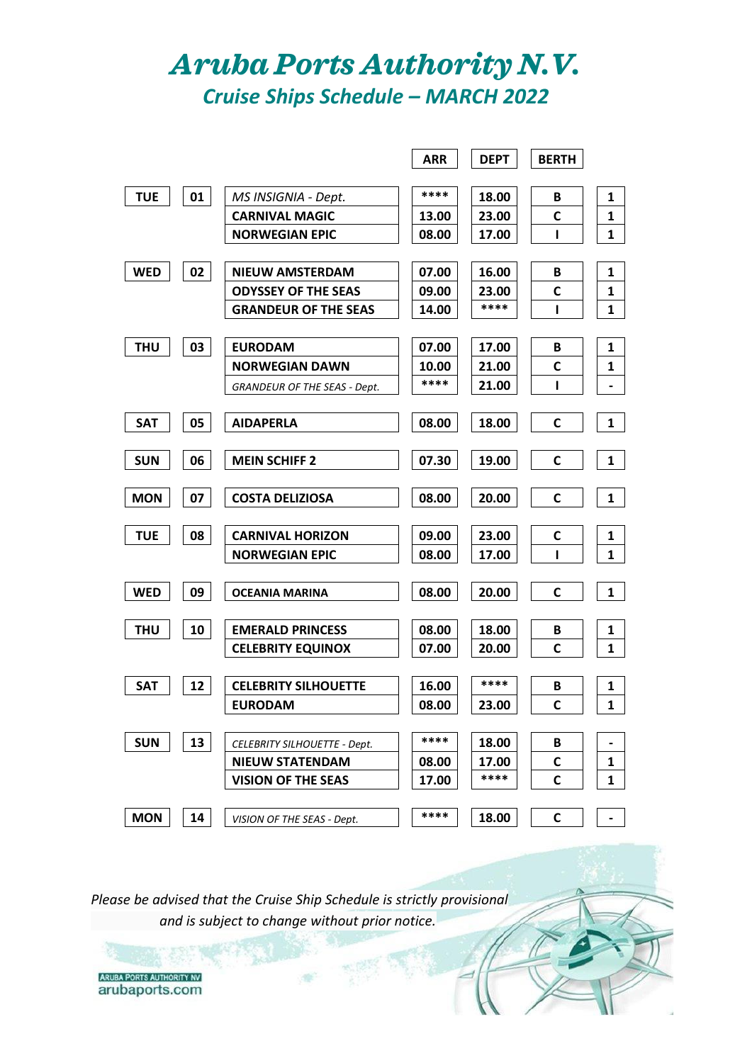# *Aruba Ports Authority N.V.*

## *Cruise Ships Schedule – MARCH 2022*

| Day | Date | Ship | ARR | DEPT | BERTH | |
|---|---|---|---|---|---|---|
| TUE | 01 | *MS INSIGNIA - Dept.* | **** | 18.00 | B | 1 |
| | | CARNIVAL MAGIC | 13.00 | 23.00 | C | 1 |
| | | NORWEGIAN EPIC | 08.00 | 17.00 | I | 1 |
| WED | 02 | NIEUW AMSTERDAM | 07.00 | 16.00 | B | 1 |
| | | ODYSSEY OF THE SEAS | 09.00 | 23.00 | C | 1 |
| | | GRANDEUR OF THE SEAS | 14.00 | **** | I | 1 |
| THU | 03 | EURODAM | 07.00 | 17.00 | B | 1 |
| | | NORWEGIAN DAWN | 10.00 | 21.00 | C | 1 |
| | | *GRANDEUR OF THE SEAS - Dept.* | **** | 21.00 | I | - |
| SAT | 05 | AIDAPERLA | 08.00 | 18.00 | C | 1 |
| SUN | 06 | MEIN SCHIFF 2 | 07.30 | 19.00 | C | 1 |
| MON | 07 | COSTA DELIZIOSA | 08.00 | 20.00 | C | 1 |
| TUE | 08 | CARNIVAL HORIZON | 09.00 | 23.00 | C | 1 |
| | | NORWEGIAN EPIC | 08.00 | 17.00 | I | 1 |
| WED | 09 | OCEANIA MARINA | 08.00 | 20.00 | C | 1 |
| THU | 10 | EMERALD PRINCESS | 08.00 | 18.00 | B | 1 |
| | | CELEBRITY EQUINOX | 07.00 | 20.00 | C | 1 |
| SAT | 12 | CELEBRITY SILHOUETTE | 16.00 | **** | B | 1 |
| | | EURODAM | 08.00 | 23.00 | C | 1 |
| SUN | 13 | *CELEBRITY SILHOUETTE - Dept.* | **** | 18.00 | B | - |
| | | NIEUW STATENDAM | 08.00 | 17.00 | C | 1 |
| | | VISION OF THE SEAS | 17.00 | **** | C | 1 |
| MON | 14 | *VISION OF THE SEAS - Dept.* | **** | 18.00 | C | - |

*Please be advised that the Cruise Ship Schedule is strictly provisional and is subject to change without prior notice.*

ARUBA PORTS AUTHORITY NV
arubaports.com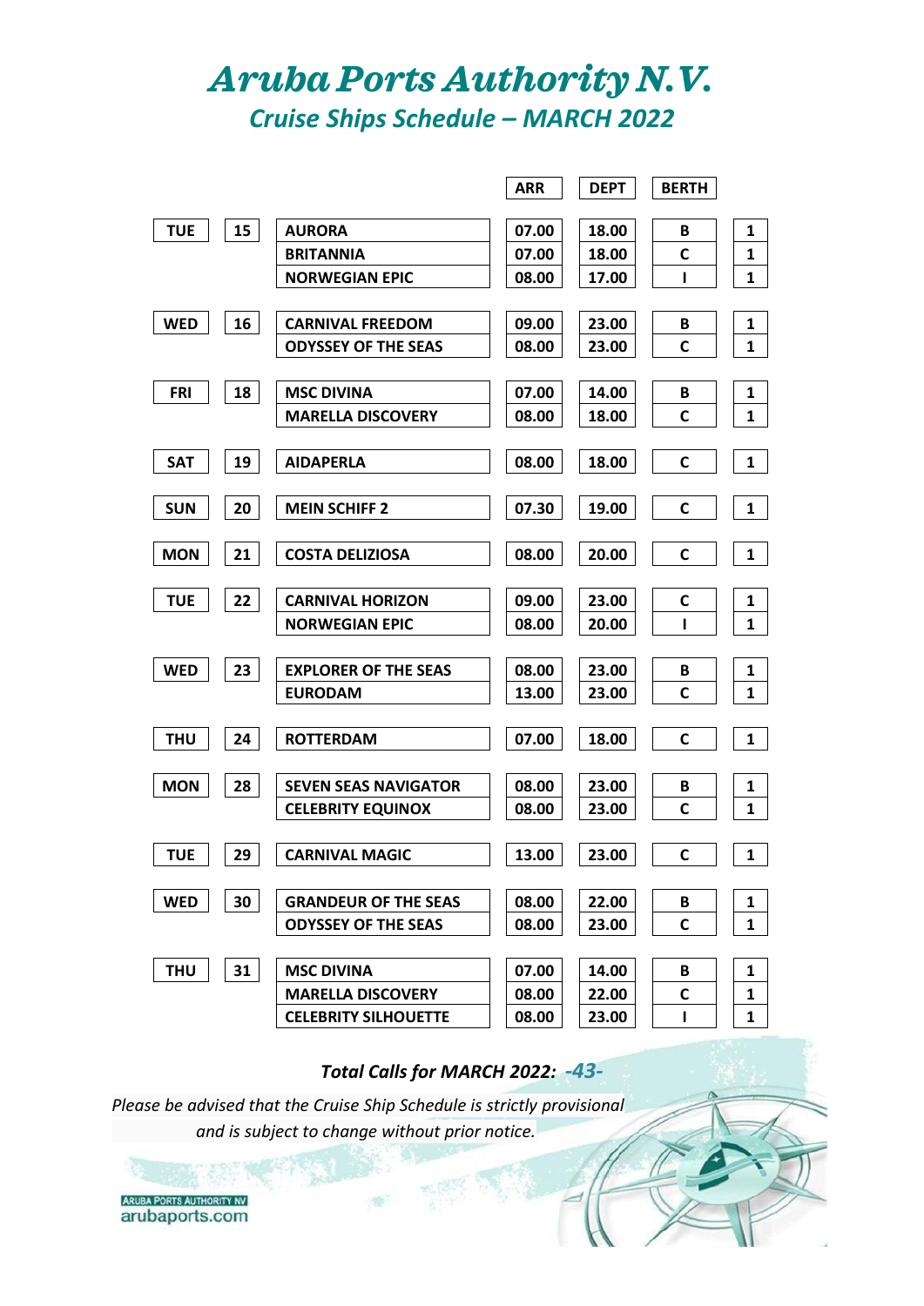# Aruba Ports Authority N.V.

## Cruise Ships Schedule – MARCH 2022

| | | | ARR | DEPT | BERTH | |
|---|---|---|---|---|---|---|
| TUE | 15 | AURORA | 07.00 | 18.00 | B | 1 |
| | | BRITANNIA | 07.00 | 18.00 | C | 1 |
| | | NORWEGIAN EPIC | 08.00 | 17.00 | I | 1 |
| WED | 16 | CARNIVAL FREEDOM | 09.00 | 23.00 | B | 1 |
| | | ODYSSEY OF THE SEAS | 08.00 | 23.00 | C | 1 |
| FRI | 18 | MSC DIVINA | 07.00 | 14.00 | B | 1 |
| | | MARELLA DISCOVERY | 08.00 | 18.00 | C | 1 |
| SAT | 19 | AIDAPERLA | 08.00 | 18.00 | C | 1 |
| SUN | 20 | MEIN SCHIFF 2 | 07.30 | 19.00 | C | 1 |
| MON | 21 | COSTA DELIZIOSA | 08.00 | 20.00 | C | 1 |
| TUE | 22 | CARNIVAL HORIZON | 09.00 | 23.00 | C | 1 |
| | | NORWEGIAN EPIC | 08.00 | 20.00 | I | 1 |
| WED | 23 | EXPLORER OF THE SEAS | 08.00 | 23.00 | B | 1 |
| | | EURODAM | 13.00 | 23.00 | C | 1 |
| THU | 24 | ROTTERDAM | 07.00 | 18.00 | C | 1 |
| MON | 28 | SEVEN SEAS NAVIGATOR | 08.00 | 23.00 | B | 1 |
| | | CELEBRITY EQUINOX | 08.00 | 23.00 | C | 1 |
| TUE | 29 | CARNIVAL MAGIC | 13.00 | 23.00 | C | 1 |
| WED | 30 | GRANDEUR OF THE SEAS | 08.00 | 22.00 | B | 1 |
| | | ODYSSEY OF THE SEAS | 08.00 | 23.00 | C | 1 |
| THU | 31 | MSC DIVINA | 07.00 | 14.00 | B | 1 |
| | | MARELLA DISCOVERY | 08.00 | 22.00 | C | 1 |
| | | CELEBRITY SILHOUETTE | 08.00 | 23.00 | I | 1 |

***Total Calls for MARCH 2022: -43-***

*Please be advised that the Cruise Ship Schedule is strictly provisional and is subject to change without prior notice.*

ARUBA PORTS AUTHORITY NV
arubaports.com